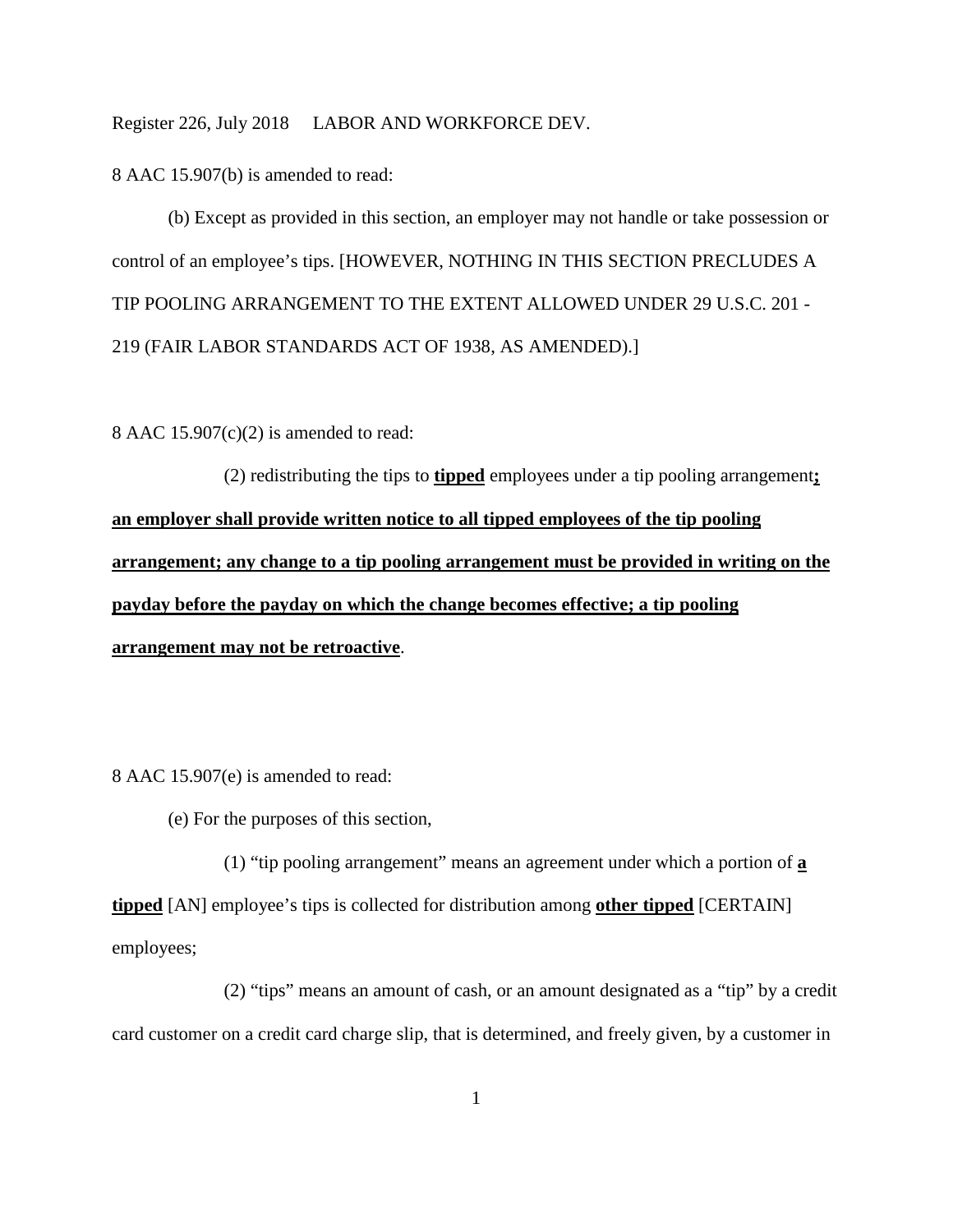8 AAC 15.907(b) is amended to read:

(b) Except as provided in this section, an employer may not handle or take possession or control of an employee's tips. [HOWEVER, NOTHING IN THIS SECTION PRECLUDES A TIP POOLING ARRANGEMENT TO THE EXTENT ALLOWED UNDER 29 U.S.C. 201 - 219 (FAIR LABOR STANDARDS ACT OF 1938, AS AMENDED).]

8 AAC 15.907(c)(2) is amended to read:

(2) redistributing the tips to **tipped** employees under a tip pooling arrangement**; an employer shall provide written notice to all tipped employees of the tip pooling arrangement; any change to a tip pooling arrangement must be provided in writing on the payday before the payday on which the change becomes effective; a tip pooling arrangement may not be retroactive**.

8 AAC 15.907(e) is amended to read:

(e) For the purposes of this section,

(1) "tip pooling arrangement" means an agreement under which a portion of **a tipped** [AN] employee's tips is collected for distribution among **other tipped** [CERTAIN] employees;

(2) "tips" means an amount of cash, or an amount designated as a "tip" by a credit card customer on a credit card charge slip, that is determined, and freely given, by a customer in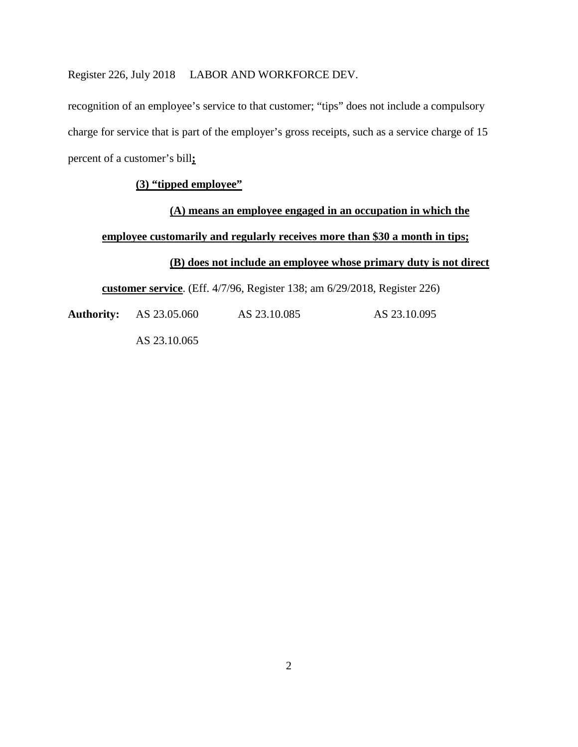recognition of an employee's service to that customer; "tips" does not include a compulsory charge for service that is part of the employer's gross receipts, such as a service charge of 15 percent of a customer's bill**;**

**(3) "tipped employee"**

**(A) means an employee engaged in an occupation in which the employee customarily and regularly receives more than $30 a month in tips;**

**(B) does not include an employee whose primary duty is not direct customer service**. (Eff. 4/7/96, Register 138; am 6/29/2018, Register 226)

**Authority:** AS 23.05.060 AS 23.10.085 AS 23.10.095 AS 23.10.065